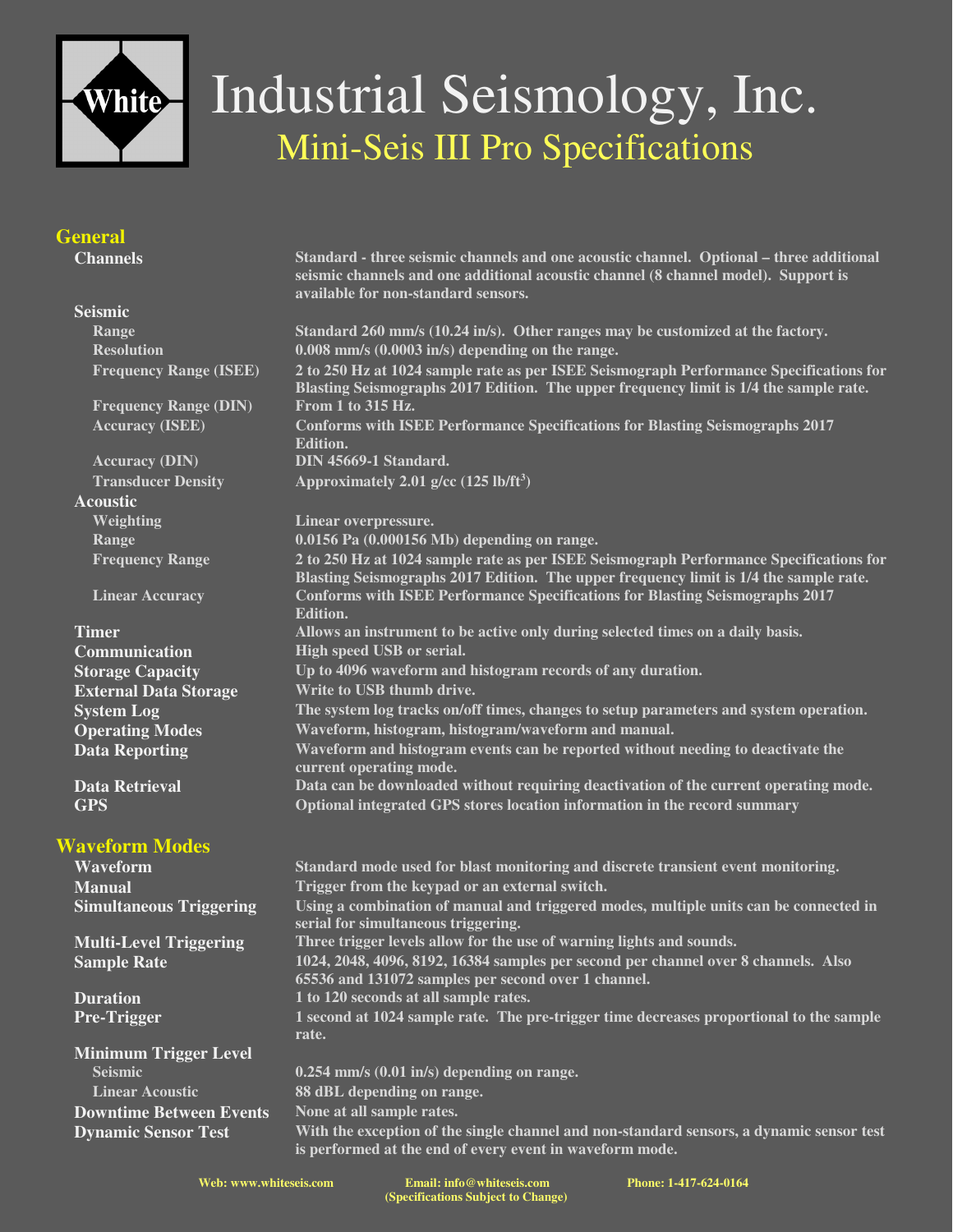# Industrial Seismology, Inc.

## Mini-Seis III Pro Specifications

### General

| | |
|---|---|
| **Channels** | Standard - three seismic channels and one acoustic channel. Optional – three additional seismic channels and one additional acoustic channel (8 channel model). Support is available for non-standard sensors. |
| **Seismic** | |
| Range | Standard 260 mm/s (10.24 in/s). Other ranges may be customized at the factory. |
| Resolution | 0.008 mm/s (0.0003 in/s) depending on the range. |
| Frequency Range (ISEE) | 2 to 250 Hz at 1024 sample rate as per ISEE Seismograph Performance Specifications for Blasting Seismographs 2017 Edition. The upper frequency limit is 1/4 the sample rate. |
| Frequency Range (DIN) | From 1 to 315 Hz. |
| Accuracy (ISEE) | Conforms with ISEE Performance Specifications for Blasting Seismographs 2017 Edition. |
| Accuracy (DIN) | DIN 45669-1 Standard. |
| Transducer Density | Approximately 2.01 g/cc (125 lb/ft$^3$) |
| **Acoustic** | |
| Weighting | Linear overpressure. |
| Range | 0.0156 Pa (0.000156 Mb) depending on range. |
| Frequency Range | 2 to 250 Hz at 1024 sample rate as per ISEE Seismograph Performance Specifications for Blasting Seismographs 2017 Edition. The upper frequency limit is 1/4 the sample rate. |
| Linear Accuracy | Conforms with ISEE Performance Specifications for Blasting Seismographs 2017 Edition. |
| **Timer** | Allows an instrument to be active only during selected times on a daily basis. |
| **Communication** | High speed USB or serial. |
| **Storage Capacity** | Up to 4096 waveform and histogram records of any duration. |
| **External Data Storage** | Write to USB thumb drive. |
| **System Log** | The system log tracks on/off times, changes to setup parameters and system operation. |
| **Operating Modes** | Waveform, histogram, histogram/waveform and manual. |
| **Data Reporting** | Waveform and histogram events can be reported without needing to deactivate the current operating mode. |
| **Data Retrieval** | Data can be downloaded without requiring deactivation of the current operating mode. |
| **GPS** | Optional integrated GPS stores location information in the record summary |

### Waveform Modes

| | |
|---|---|
| **Waveform** | Standard mode used for blast monitoring and discrete transient event monitoring. |
| **Manual** | Trigger from the keypad or an external switch. |
| **Simultaneous Triggering** | Using a combination of manual and triggered modes, multiple units can be connected in serial for simultaneous triggering. |
| **Multi-Level Triggering** | Three trigger levels allow for the use of warning lights and sounds. |
| **Sample Rate** | 1024, 2048, 4096, 8192, 16384 samples per second per channel over 8 channels. Also 65536 and 131072 samples per second over 1 channel. |
| **Duration** | 1 to 120 seconds at all sample rates. |
| **Pre-Trigger** | 1 second at 1024 sample rate. The pre-trigger time decreases proportional to the sample rate. |
| **Minimum Trigger Level** | |
| Seismic | 0.254 mm/s (0.01 in/s) depending on range. |
| Linear Acoustic | 88 dBL depending on range. |
| **Downtime Between Events** | None at all sample rates. |
| **Dynamic Sensor Test** | With the exception of the single channel and non-standard sensors, a dynamic sensor test is performed at the end of every event in waveform mode. |

Web: www.whiteseis.com Email: info@whiteseis.com Phone: 1-417-624-0164
(Specifications Subject to Change)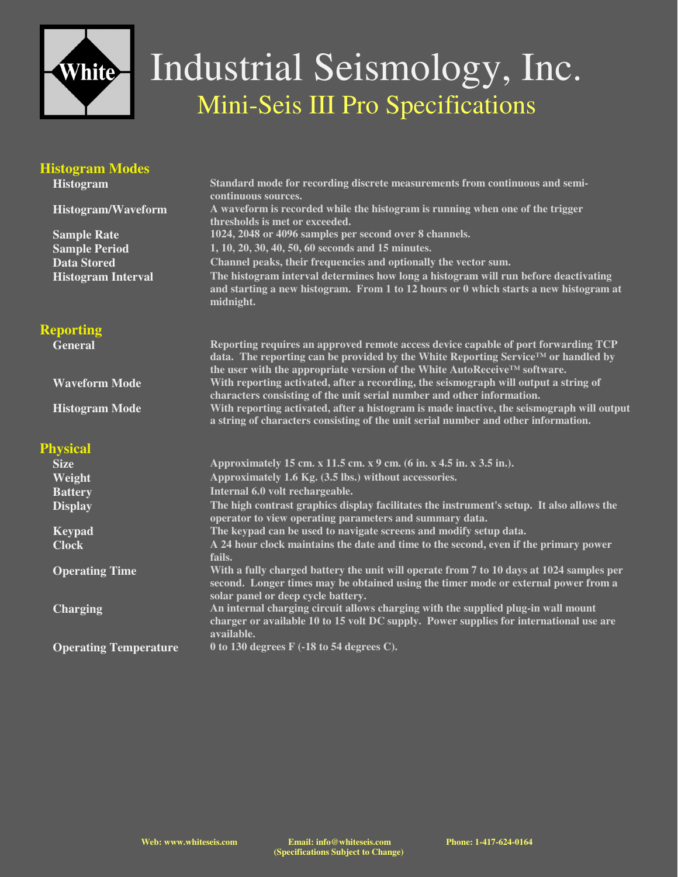# Industrial Seismology, Inc.

## Mini-Seis III Pro Specifications

### Histogram Modes

| | |
|---|---|
| **Histogram** | Standard mode for recording discrete measurements from continuous and semi-continuous sources. |
| **Histogram/Waveform** | A waveform is recorded while the histogram is running when one of the trigger thresholds is met or exceeded. |
| **Sample Rate** | 1024, 2048 or 4096 samples per second over 8 channels. |
| **Sample Period** | 1, 10, 20, 30, 40, 50, 60 seconds and 15 minutes. |
| **Data Stored** | Channel peaks, their frequencies and optionally the vector sum. |
| **Histogram Interval** | The histogram interval determines how long a histogram will run before deactivating and starting a new histogram. From 1 to 12 hours or 0 which starts a new histogram at midnight. |

### Reporting

| | |
|---|---|
| **General** | Reporting requires an approved remote access device capable of port forwarding TCP data. The reporting can be provided by the White Reporting Service™ or handled by the user with the appropriate version of the White AutoReceive™ software. |
| **Waveform Mode** | With reporting activated, after a recording, the seismograph will output a string of characters consisting of the unit serial number and other information. |
| **Histogram Mode** | With reporting activated, after a histogram is made inactive, the seismograph will output a string of characters consisting of the unit serial number and other information. |

### Physical

| | |
|---|---|
| **Size** | Approximately 15 cm. x 11.5 cm. x 9 cm. (6 in. x 4.5 in. x 3.5 in.). |
| **Weight** | Approximately 1.6 Kg. (3.5 lbs.) without accessories. |
| **Battery** | Internal 6.0 volt rechargeable. |
| **Display** | The high contrast graphics display facilitates the instrument's setup. It also allows the operator to view operating parameters and summary data. |
| **Keypad** | The keypad can be used to navigate screens and modify setup data. |
| **Clock** | A 24 hour clock maintains the date and time to the second, even if the primary power fails. |
| **Operating Time** | With a fully charged battery the unit will operate from 7 to 10 days at 1024 samples per second. Longer times may be obtained using the timer mode or external power from a solar panel or deep cycle battery. |
| **Charging** | An internal charging circuit allows charging with the supplied plug-in wall mount charger or available 10 to 15 volt DC supply. Power supplies for international use are available. |
| **Operating Temperature** | 0 to 130 degrees F (-18 to 54 degrees C). |

Web: www.whiteseis.com — Email: info@whiteseis.com — Phone: 1-417-624-0164

(Specifications Subject to Change)